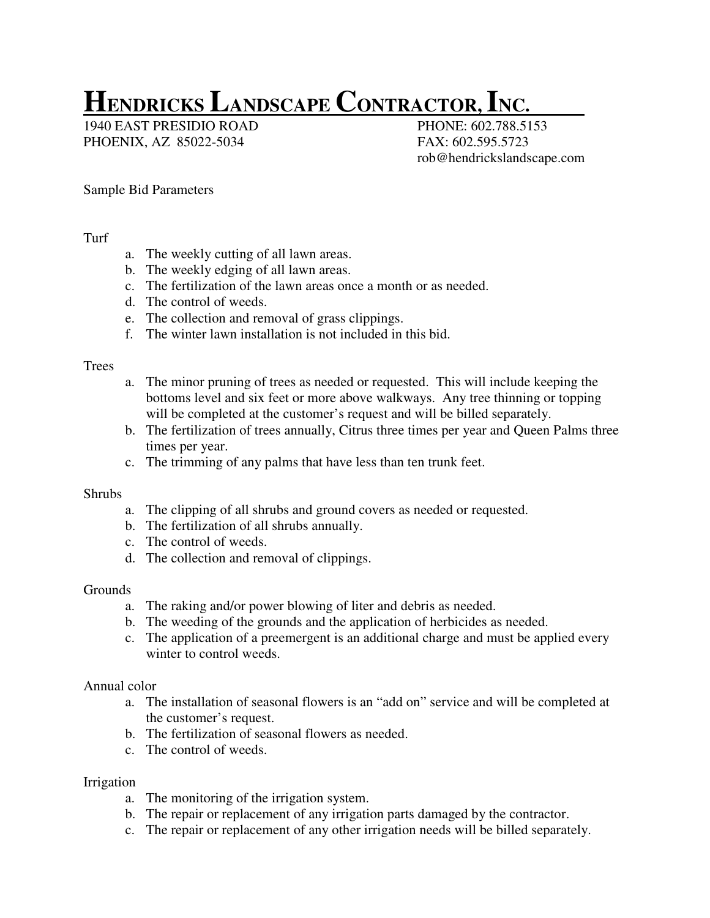# HENDRICKS LANDSCAPE CONTRACTOR, INC.

1940 EAST PRESIDIO ROAD
PHOENIX, AZ 85022-5034

PHONE: 602.788.5153
FAX: 602.595.5723
rob@hendrickslandscape.com

Sample Bid Parameters

Turf

a. The weekly cutting of all lawn areas.
b. The weekly edging of all lawn areas.
c. The fertilization of the lawn areas once a month or as needed.
d. The control of weeds.
e. The collection and removal of grass clippings.
f. The winter lawn installation is not included in this bid.

Trees

a. The minor pruning of trees as needed or requested. This will include keeping the bottoms level and six feet or more above walkways. Any tree thinning or topping will be completed at the customer's request and will be billed separately.
b. The fertilization of trees annually, Citrus three times per year and Queen Palms three times per year.
c. The trimming of any palms that have less than ten trunk feet.

Shrubs

a. The clipping of all shrubs and ground covers as needed or requested.
b. The fertilization of all shrubs annually.
c. The control of weeds.
d. The collection and removal of clippings.

Grounds

a. The raking and/or power blowing of liter and debris as needed.
b. The weeding of the grounds and the application of herbicides as needed.
c. The application of a preemergent is an additional charge and must be applied every winter to control weeds.

Annual color

a. The installation of seasonal flowers is an "add on" service and will be completed at the customer's request.
b. The fertilization of seasonal flowers as needed.
c. The control of weeds.

Irrigation

a. The monitoring of the irrigation system.
b. The repair or replacement of any irrigation parts damaged by the contractor.
c. The repair or replacement of any other irrigation needs will be billed separately.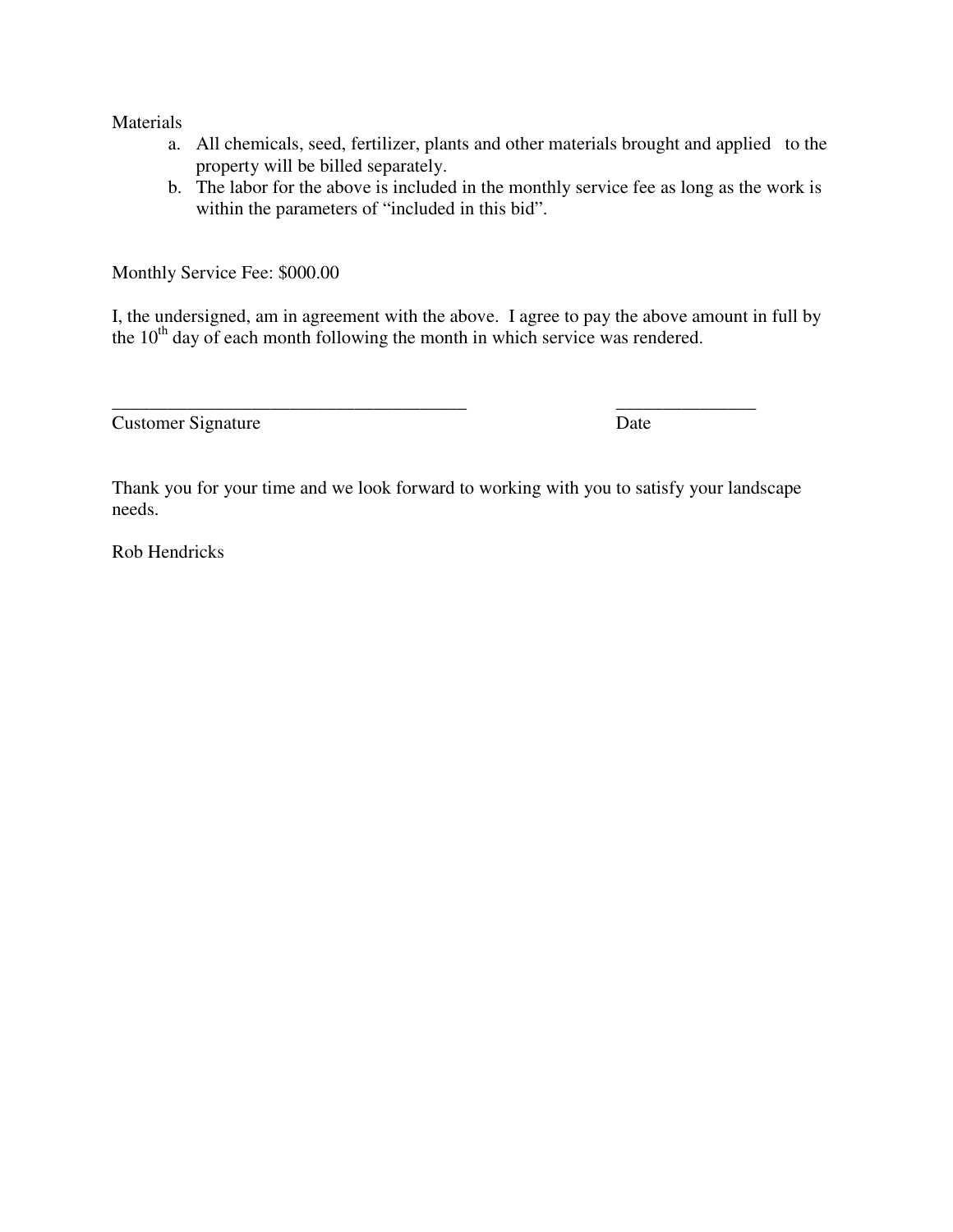Materials

a. All chemicals, seed, fertilizer, plants and other materials brought and applied to the property will be billed separately.
b. The labor for the above is included in the monthly service fee as long as the work is within the parameters of "included in this bid".

Monthly Service Fee: $000.00

I, the undersigned, am in agreement with the above. I agree to pay the above amount in full by the 10th day of each month following the month in which service was rendered.

_______________________________________ _______________

Customer Signature Date

Thank you for your time and we look forward to working with you to satisfy your landscape needs.

Rob Hendricks